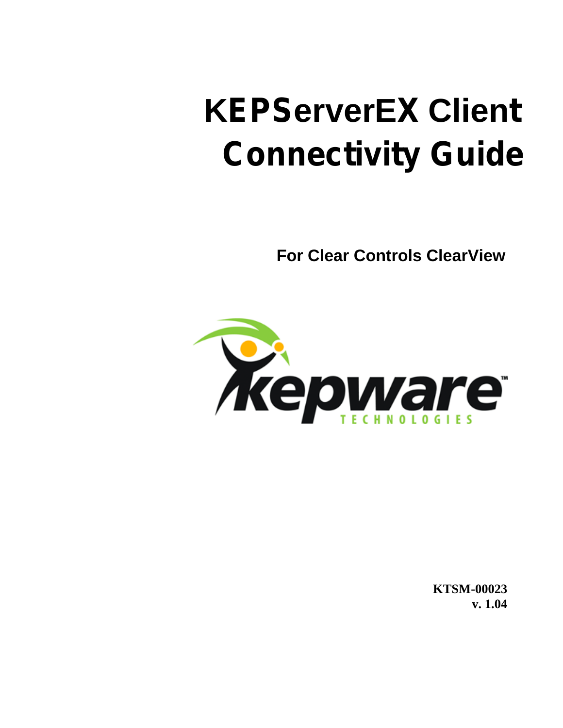# KEPServerEX Client Connectivity Guide

**For Clear Controls ClearView**

**KTSM-00023**
**v. 1.04**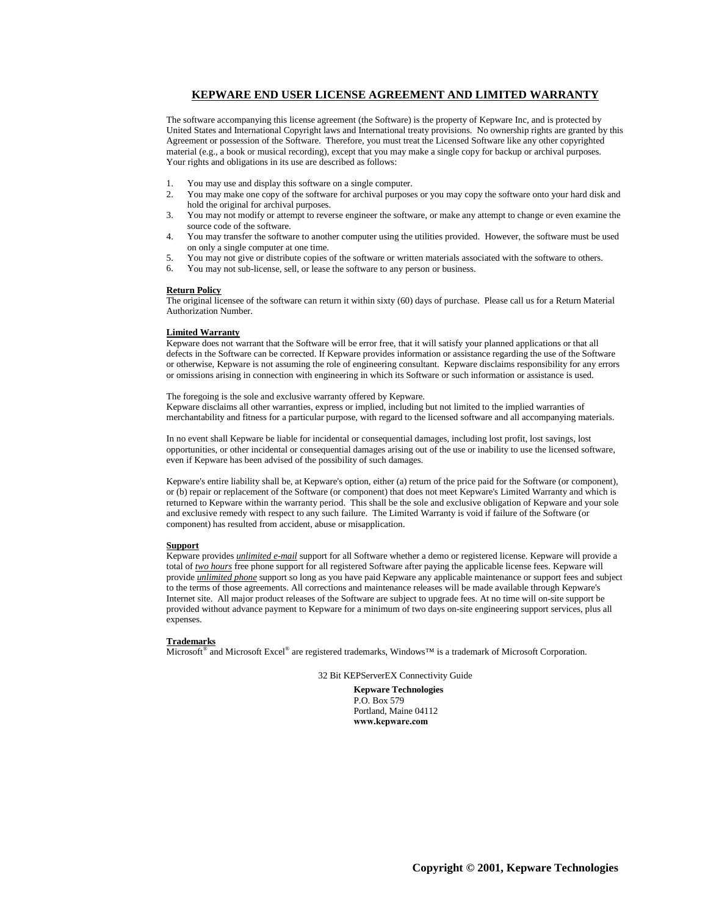# KEPWARE END USER LICENSE AGREEMENT AND LIMITED WARRANTY

The software accompanying this license agreement (the Software) is the property of Kepware Inc, and is protected by United States and International Copyright laws and International treaty provisions. No ownership rights are granted by this Agreement or possession of the Software. Therefore, you must treat the Licensed Software like any other copyrighted material (e.g., a book or musical recording), except that you may make a single copy for backup or archival purposes. Your rights and obligations in its use are described as follows:

1. You may use and display this software on a single computer.
2. You may make one copy of the software for archival purposes or you may copy the software onto your hard disk and hold the original for archival purposes.
3. You may not modify or attempt to reverse engineer the software, or make any attempt to change or even examine the source code of the software.
4. You may transfer the software to another computer using the utilities provided. However, the software must be used on only a single computer at one time.
5. You may not give or distribute copies of the software or written materials associated with the software to others.
6. You may not sub-license, sell, or lease the software to any person or business.

**Return Policy**

The original licensee of the software can return it within sixty (60) days of purchase. Please call us for a Return Material Authorization Number.

**Limited Warranty**

Kepware does not warrant that the Software will be error free, that it will satisfy your planned applications or that all defects in the Software can be corrected. If Kepware provides information or assistance regarding the use of the Software or otherwise, Kepware is not assuming the role of engineering consultant. Kepware disclaims responsibility for any errors or omissions arising in connection with engineering in which its Software or such information or assistance is used.

The foregoing is the sole and exclusive warranty offered by Kepware.
Kepware disclaims all other warranties, express or implied, including but not limited to the implied warranties of merchantability and fitness for a particular purpose, with regard to the licensed software and all accompanying materials.

In no event shall Kepware be liable for incidental or consequential damages, including lost profit, lost savings, lost opportunities, or other incidental or consequential damages arising out of the use or inability to use the licensed software, even if Kepware has been advised of the possibility of such damages.

Kepware's entire liability shall be, at Kepware's option, either (a) return of the price paid for the Software (or component), or (b) repair or replacement of the Software (or component) that does not meet Kepware's Limited Warranty and which is returned to Kepware within the warranty period. This shall be the sole and exclusive obligation of Kepware and your sole and exclusive remedy with respect to any such failure. The Limited Warranty is void if failure of the Software (or component) has resulted from accident, abuse or misapplication.

**Support**

Kepware provides ***unlimited e-mail*** support for all Software whether a demo or registered license. Kepware will provide a total of ***two hours*** free phone support for all registered Software after paying the applicable license fees. Kepware will provide ***unlimited phone*** support so long as you have paid Kepware any applicable maintenance or support fees and subject to the terms of those agreements. All corrections and maintenance releases will be made available through Kepware's Internet site. All major product releases of the Software are subject to upgrade fees. At no time will on-site support be provided without advance payment to Kepware for a minimum of two days on-site engineering support services, plus all expenses.

**Trademarks**

Microsoft® and Microsoft Excel® are registered trademarks, Windows™ is a trademark of Microsoft Corporation.

32 Bit KEPServerEX Connectivity Guide

**Kepware Technologies**
P.O. Box 579
Portland, Maine 04112
**www.kepware.com**

**Copyright © 2001, Kepware Technologies**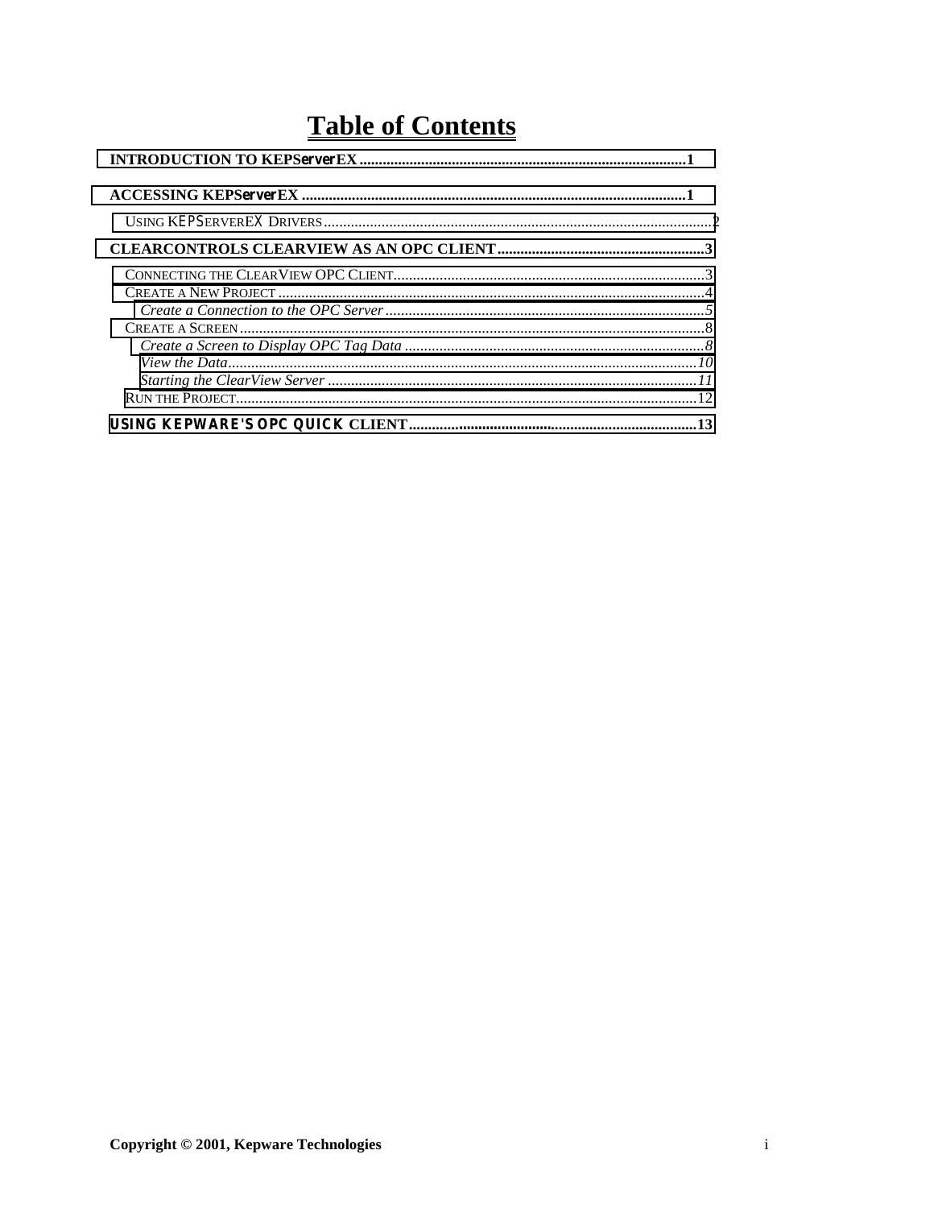# Table of Contents

**INTRODUCTION TO KEPServerEX....................................................................................1**

**ACCESSING KEPServerEX ...................................................................................................1**

USING KEPSERVEREX DRIVERS....................................................................................................2

**CLEARCONTROLS CLEARVIEW AS AN OPC CLIENT......................................................3**

CONNECTING THE CLEARVIEW OPC CLIENT................................................................................3

CREATE A NEW PROJECT ..............................................................................................................4

*Create a Connection to the OPC Server ...................................................................................5*

CREATE A SCREEN........................................................................................................................8

*Create a Screen to Display OPC Tag Data ..............................................................................8*

*View the Data.........................................................................................................................10*

*Starting the ClearView Server ...............................................................................................11*

RUN THE PROJECT.......................................................................................................................12

**USING KEPWARE'S OPC QUICK CLIENT..........................................................................13**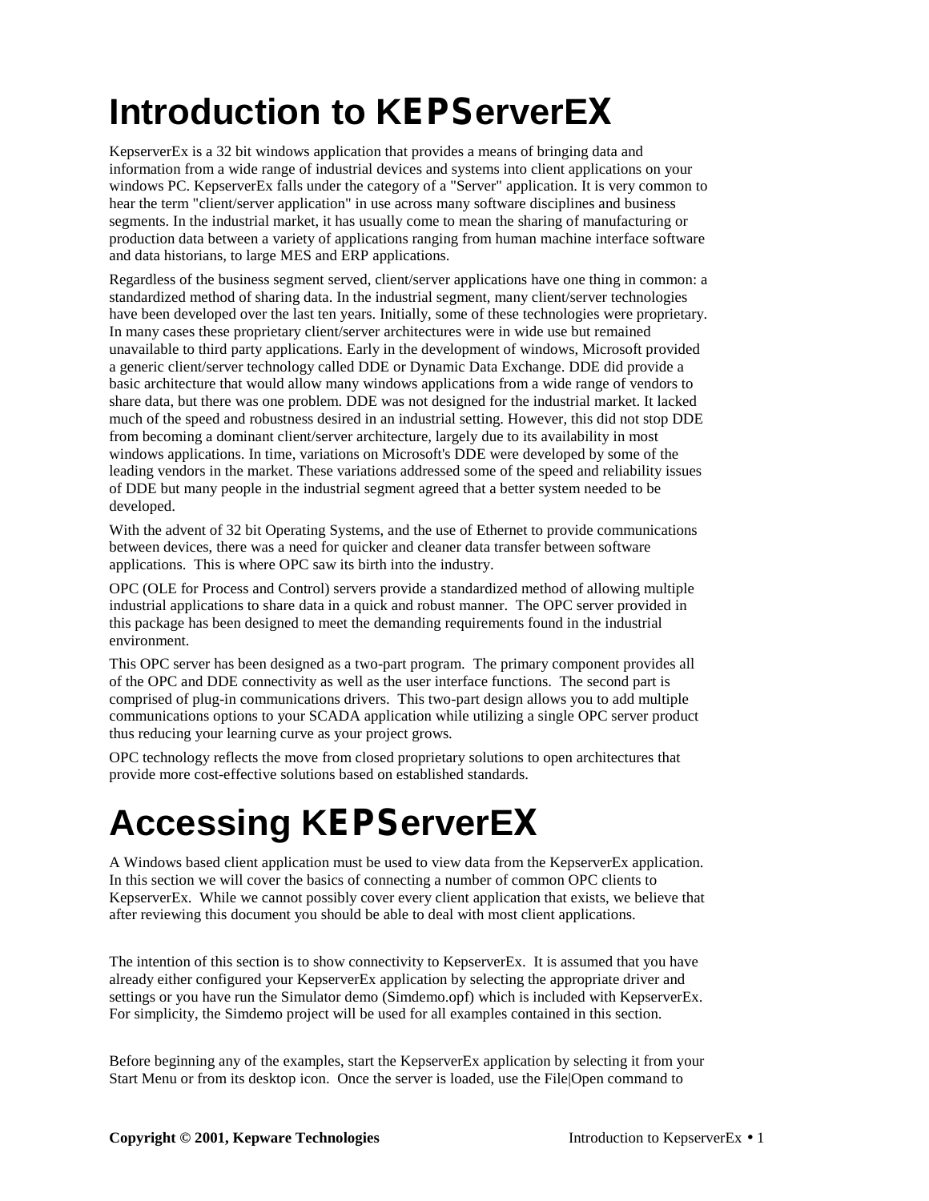# Introduction to KEPServerEX

KepserverEx is a 32 bit windows application that provides a means of bringing data and information from a wide range of industrial devices and systems into client applications on your windows PC. KepserverEx falls under the category of a "Server" application. It is very common to hear the term "client/server application" in use across many software disciplines and business segments. In the industrial market, it has usually come to mean the sharing of manufacturing or production data between a variety of applications ranging from human machine interface software and data historians, to large MES and ERP applications.

Regardless of the business segment served, client/server applications have one thing in common: a standardized method of sharing data. In the industrial segment, many client/server technologies have been developed over the last ten years. Initially, some of these technologies were proprietary. In many cases these proprietary client/server architectures were in wide use but remained unavailable to third party applications. Early in the development of windows, Microsoft provided a generic client/server technology called DDE or Dynamic Data Exchange. DDE did provide a basic architecture that would allow many windows applications from a wide range of vendors to share data, but there was one problem. DDE was not designed for the industrial market. It lacked much of the speed and robustness desired in an industrial setting. However, this did not stop DDE from becoming a dominant client/server architecture, largely due to its availability in most windows applications. In time, variations on Microsoft's DDE were developed by some of the leading vendors in the market. These variations addressed some of the speed and reliability issues of DDE but many people in the industrial segment agreed that a better system needed to be developed.

With the advent of 32 bit Operating Systems, and the use of Ethernet to provide communications between devices, there was a need for quicker and cleaner data transfer between software applications. This is where OPC saw its birth into the industry.

OPC (OLE for Process and Control) servers provide a standardized method of allowing multiple industrial applications to share data in a quick and robust manner. The OPC server provided in this package has been designed to meet the demanding requirements found in the industrial environment.

This OPC server has been designed as a two-part program. The primary component provides all of the OPC and DDE connectivity as well as the user interface functions. The second part is comprised of plug-in communications drivers. This two-part design allows you to add multiple communications options to your SCADA application while utilizing a single OPC server product thus reducing your learning curve as your project grows.

OPC technology reflects the move from closed proprietary solutions to open architectures that provide more cost-effective solutions based on established standards.

# Accessing KEPServerEX

A Windows based client application must be used to view data from the KepserverEx application. In this section we will cover the basics of connecting a number of common OPC clients to KepserverEx. While we cannot possibly cover every client application that exists, we believe that after reviewing this document you should be able to deal with most client applications.

The intention of this section is to show connectivity to KepserverEx. It is assumed that you have already either configured your KepserverEx application by selecting the appropriate driver and settings or you have run the Simulator demo (Simdemo.opf) which is included with KepserverEx. For simplicity, the Simdemo project will be used for all examples contained in this section.

Before beginning any of the examples, start the KepserverEx application by selecting it from your Start Menu or from its desktop icon. Once the server is loaded, use the File|Open command to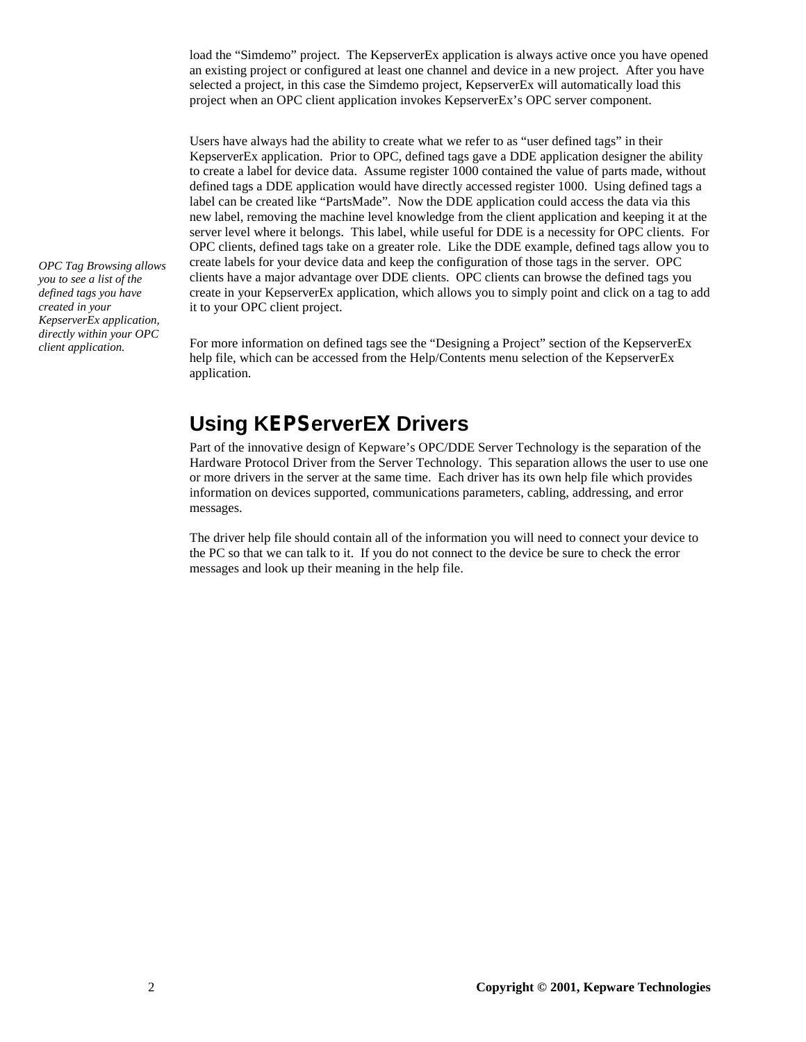load the "Simdemo" project. The KepserverEx application is always active once you have opened an existing project or configured at least one channel and device in a new project. After you have selected a project, in this case the Simdemo project, KepserverEx will automatically load this project when an OPC client application invokes KepserverEx's OPC server component.

Users have always had the ability to create what we refer to as "user defined tags" in their KepserverEx application. Prior to OPC, defined tags gave a DDE application designer the ability to create a label for device data. Assume register 1000 contained the value of parts made, without defined tags a DDE application would have directly accessed register 1000. Using defined tags a label can be created like "PartsMade". Now the DDE application could access the data via this new label, removing the machine level knowledge from the client application and keeping it at the server level where it belongs. This label, while useful for DDE is a necessity for OPC clients. For OPC clients, defined tags take on a greater role. Like the DDE example, defined tags allow you to create labels for your device data and keep the configuration of those tags in the server. OPC clients have a major advantage over DDE clients. OPC clients can browse the defined tags you create in your KepserverEx application, which allows you to simply point and click on a tag to add it to your OPC client project.

*OPC Tag Browsing allows you to see a list of the defined tags you have created in your KepserverEx application, directly within your OPC client application.*

For more information on defined tags see the "Designing a Project" section of the KepserverEx help file, which can be accessed from the Help/Contents menu selection of the KepserverEx application.

## Using KEPServerEX Drivers

Part of the innovative design of Kepware's OPC/DDE Server Technology is the separation of the Hardware Protocol Driver from the Server Technology. This separation allows the user to use one or more drivers in the server at the same time. Each driver has its own help file which provides information on devices supported, communications parameters, cabling, addressing, and error messages.

The driver help file should contain all of the information you will need to connect your device to the PC so that we can talk to it. If you do not connect to the device be sure to check the error messages and look up their meaning in the help file.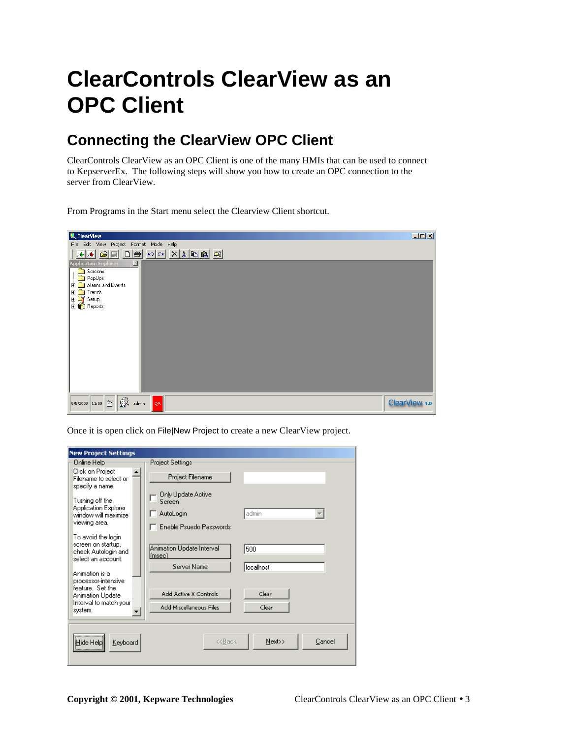# ClearControls ClearView as an OPC Client

## Connecting the ClearView OPC Client

ClearControls ClearView as an OPC Client is one of the many HMIs that can be used to connect to KepserverEx. The following steps will show you how to create an OPC connection to the server from ClearView.

From Programs in the Start menu select the Clearview Client shortcut.

Once it is open click on File|New Project to create a new ClearView project.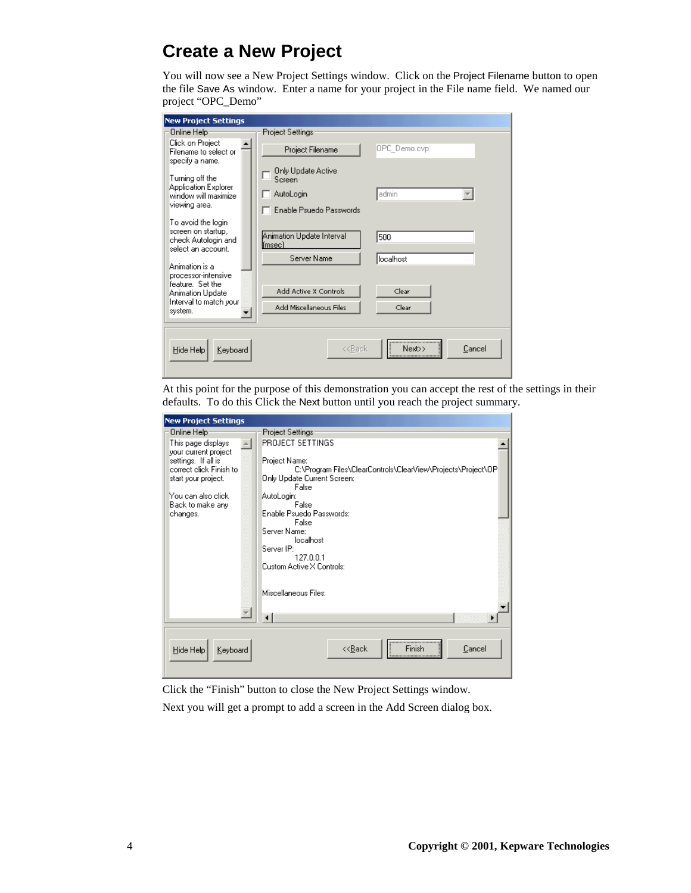# Create a New Project

You will now see a New Project Settings window. Click on the Project Filename button to open the file Save As window. Enter a name for your project in the File name field. We named our project "OPC_Demo"

At this point for the purpose of this demonstration you can accept the rest of the settings in their defaults. To do this Click the Next button until you reach the project summary.

Click the "Finish" button to close the New Project Settings window.

Next you will get a prompt to add a screen in the Add Screen dialog box.

**Copyright © 2001, Kepware Technologies**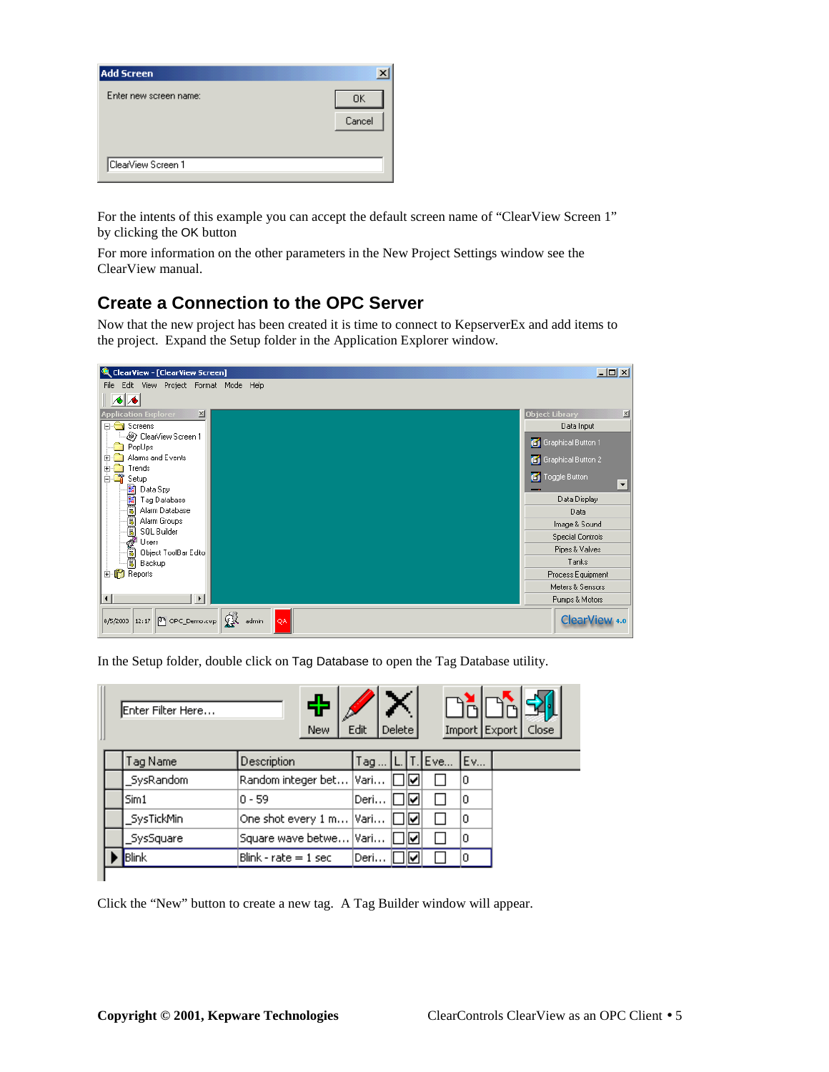For the intents of this example you can accept the default screen name of "ClearView Screen 1" by clicking the OK button

For more information on the other parameters in the New Project Settings window see the ClearView manual.

## Create a Connection to the OPC Server

Now that the new project has been created it is time to connect to KepserverEx and add items to the project. Expand the Setup folder in the Application Explorer window.

In the Setup folder, double click on Tag Database to open the Tag Database utility.

Click the "New" button to create a new tag. A Tag Builder window will appear.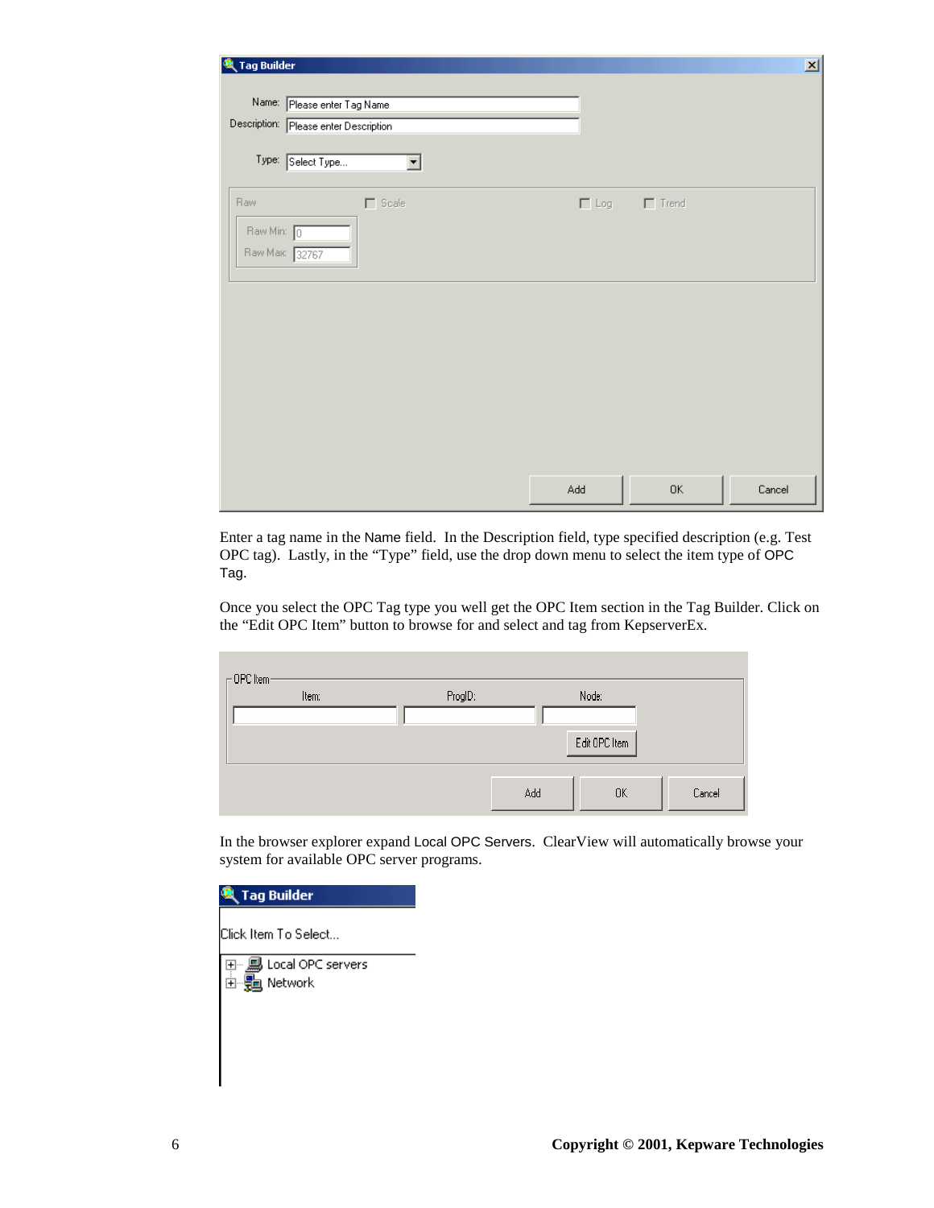Enter a tag name in the Name field. In the Description field, type specified description (e.g. Test OPC tag). Lastly, in the "Type" field, use the drop down menu to select the item type of OPC Tag.

Once you select the OPC Tag type you well get the OPC Item section in the Tag Builder. Click on the "Edit OPC Item" button to browse for and select and tag from KepserverEx.

In the browser explorer expand Local OPC Servers. ClearView will automatically browse your system for available OPC server programs.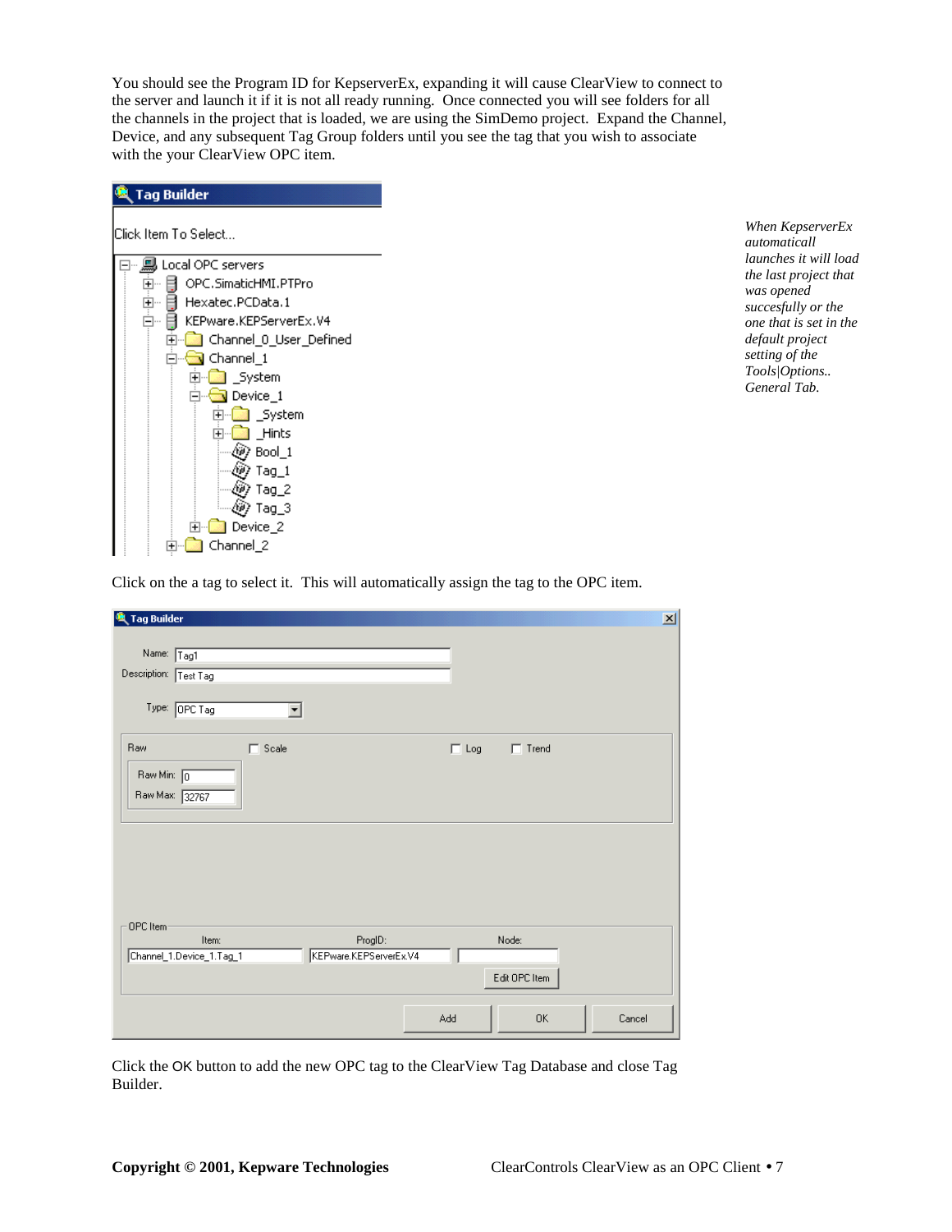You should see the Program ID for KepserverEx, expanding it will cause ClearView to connect to the server and launch it if it is not all ready running. Once connected you will see folders for all the channels in the project that is loaded, we are using the SimDemo project. Expand the Channel, Device, and any subsequent Tag Group folders until you see the tag that you wish to associate with the your ClearView OPC item.

*When KepserverEx automaticall launches it will load the last project that was opened succesfully or the one that is set in the default project setting of the Tools|Options.. General Tab.*

Click on the a tag to select it. This will automatically assign the tag to the OPC item.

Click the OK button to add the new OPC tag to the ClearView Tag Database and close Tag Builder.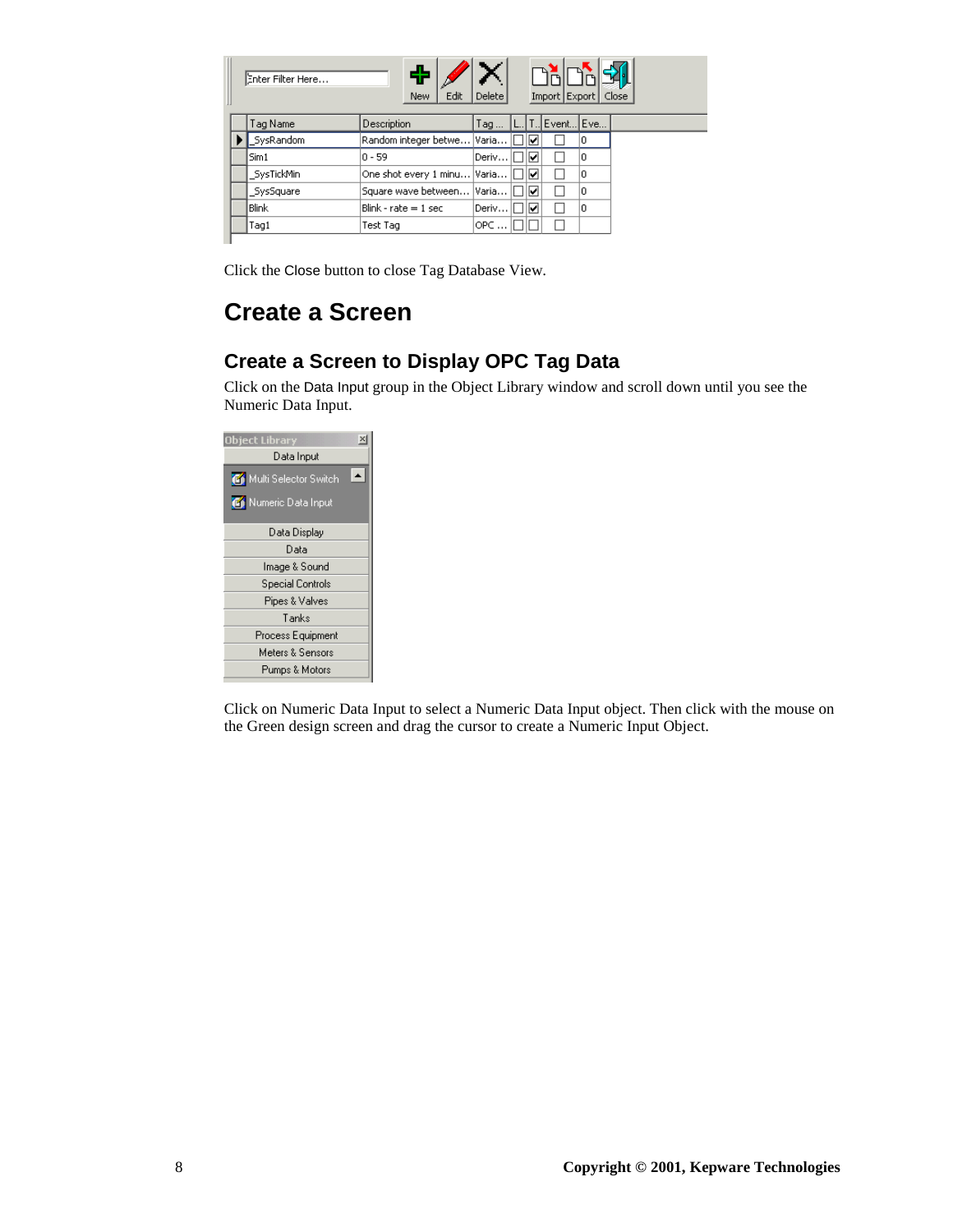Click the Close button to close Tag Database View.

# Create a Screen

## Create a Screen to Display OPC Tag Data

Click on the Data Input group in the Object Library window and scroll down until you see the Numeric Data Input.

Click on Numeric Data Input to select a Numeric Data Input object. Then click with the mouse on the Green design screen and drag the cursor to create a Numeric Input Object.

Copyright © 2001, Kepware Technologies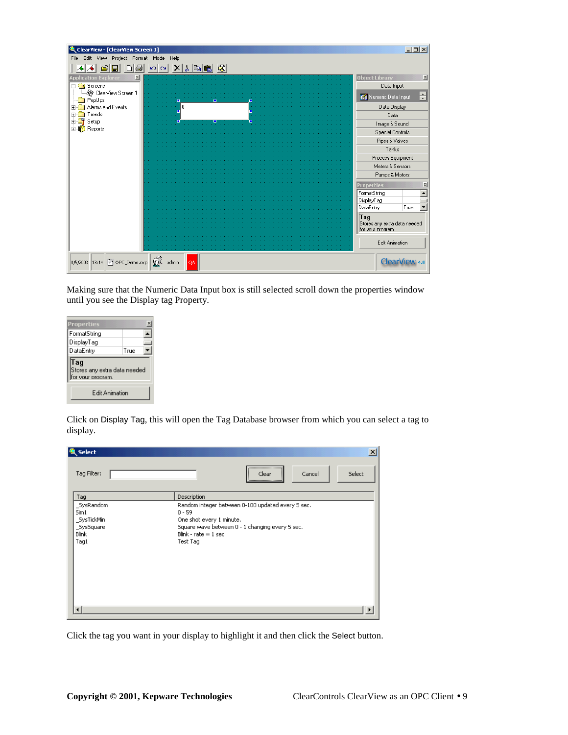Making sure that the Numeric Data Input box is still selected scroll down the properties window until you see the Display tag Property.

Click on Display Tag, this will open the Tag Database browser from which you can select a tag to display.

Click the tag you want in your display to highlight it and then click the Select button.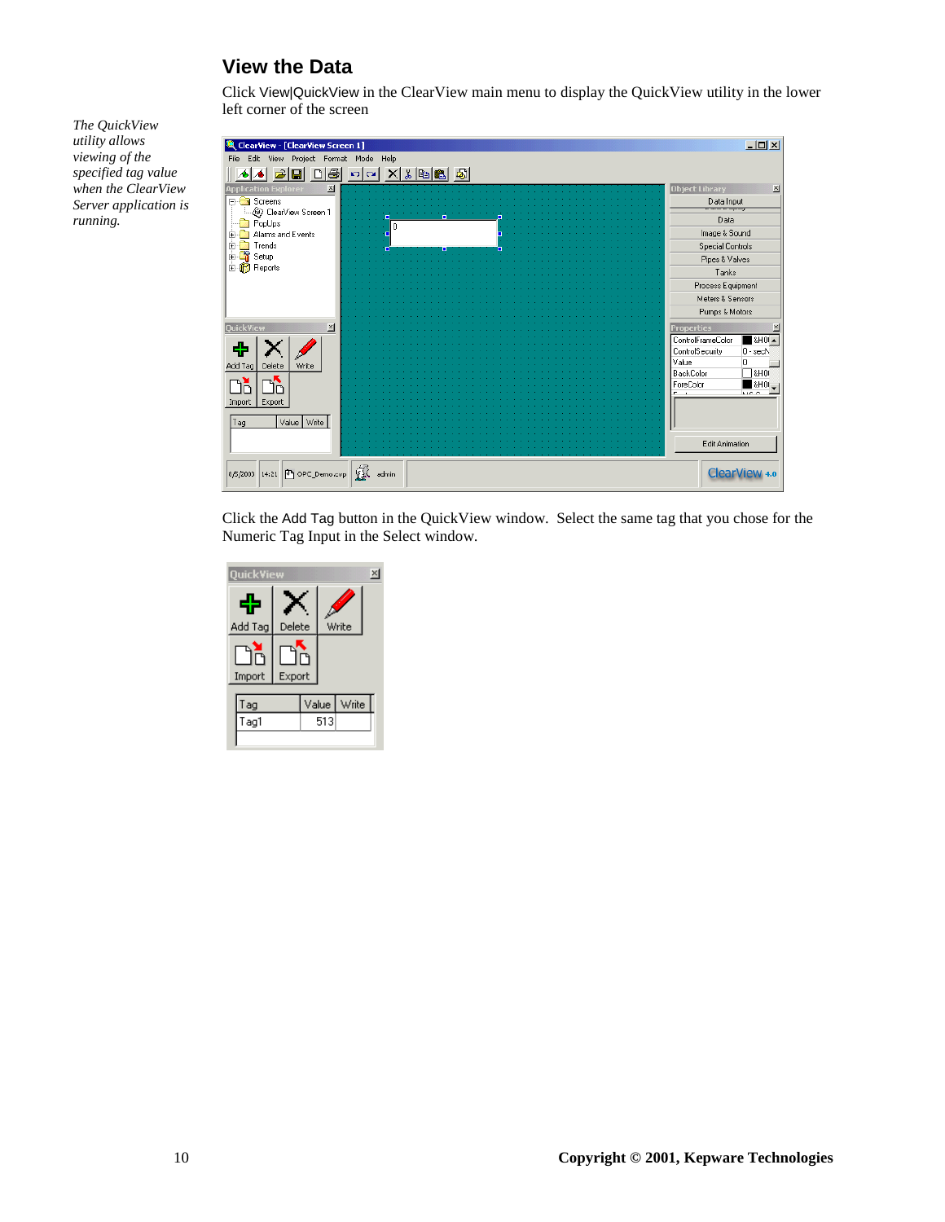## View the Data

Click View|QuickView in the ClearView main menu to display the QuickView utility in the lower left corner of the screen

*The QuickView utility allows viewing of the specified tag value when the ClearView Server application is running.*

Click the Add Tag button in the QuickView window. Select the same tag that you chose for the Numeric Tag Input in the Select window.

Copyright © 2001, Kepware Technologies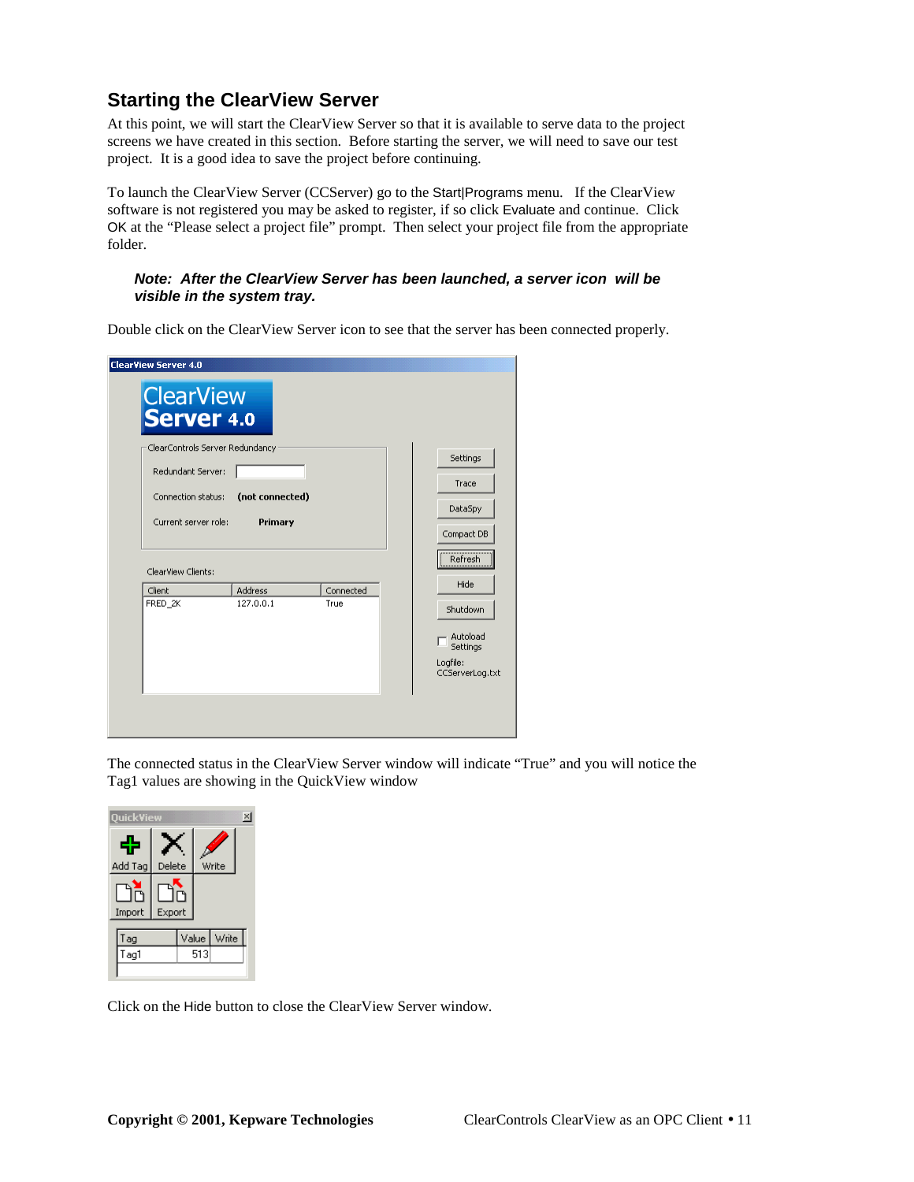## Starting the ClearView Server

At this point, we will start the ClearView Server so that it is available to serve data to the project screens we have created in this section. Before starting the server, we will need to save our test project. It is a good idea to save the project before continuing.

To launch the ClearView Server (CCServer) go to the Start|Programs menu. If the ClearView software is not registered you may be asked to register, if so click Evaluate and continue. Click OK at the "Please select a project file" prompt. Then select your project file from the appropriate folder.

> ***Note: After the ClearView Server has been launched, a server icon will be visible in the system tray.***

Double click on the ClearView Server icon to see that the server has been connected properly.

The connected status in the ClearView Server window will indicate "True" and you will notice the Tag1 values are showing in the QuickView window

Click on the Hide button to close the ClearView Server window.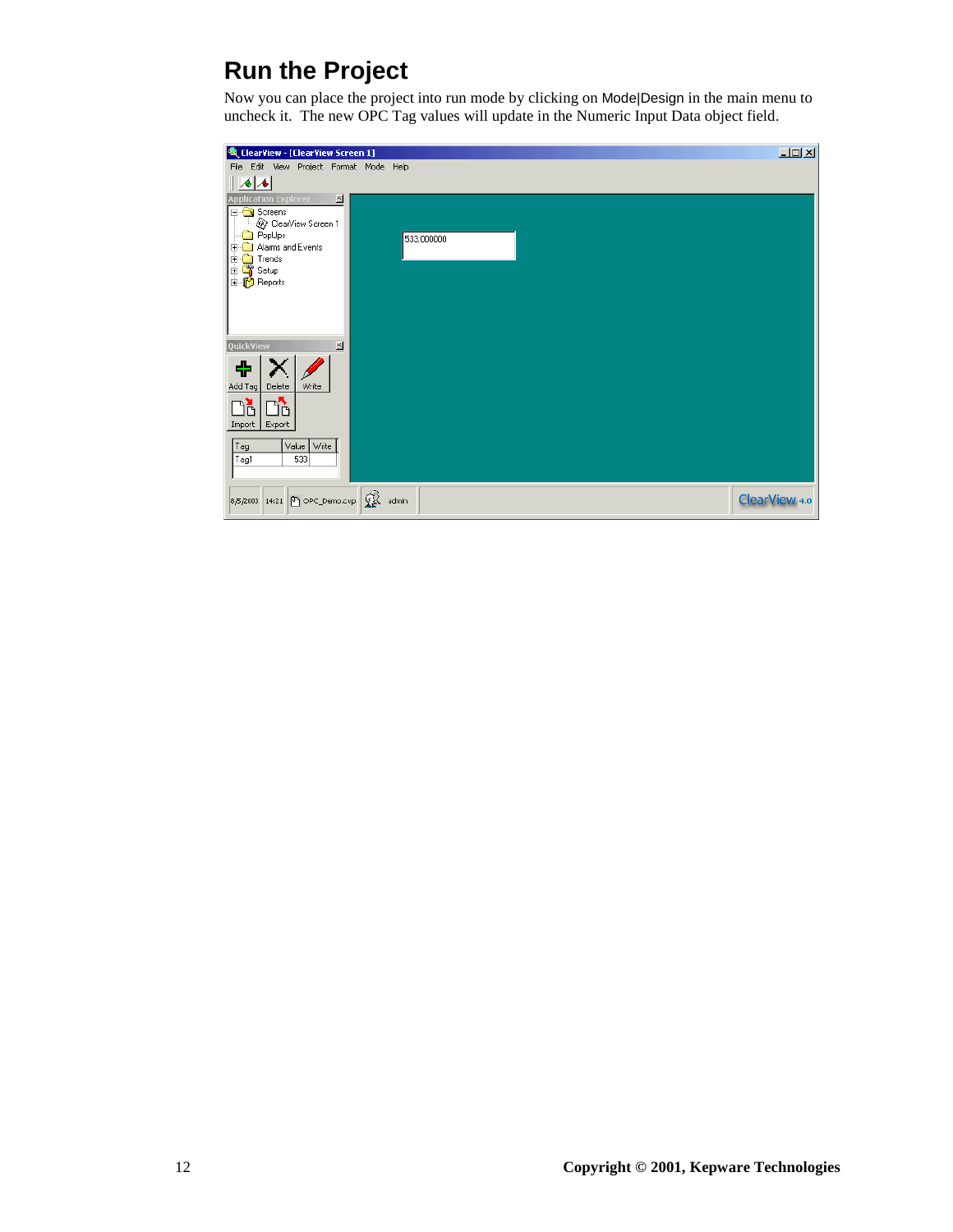# Run the Project

Now you can place the project into run mode by clicking on Mode|Design in the main menu to uncheck it. The new OPC Tag values will update in the Numeric Input Data object field.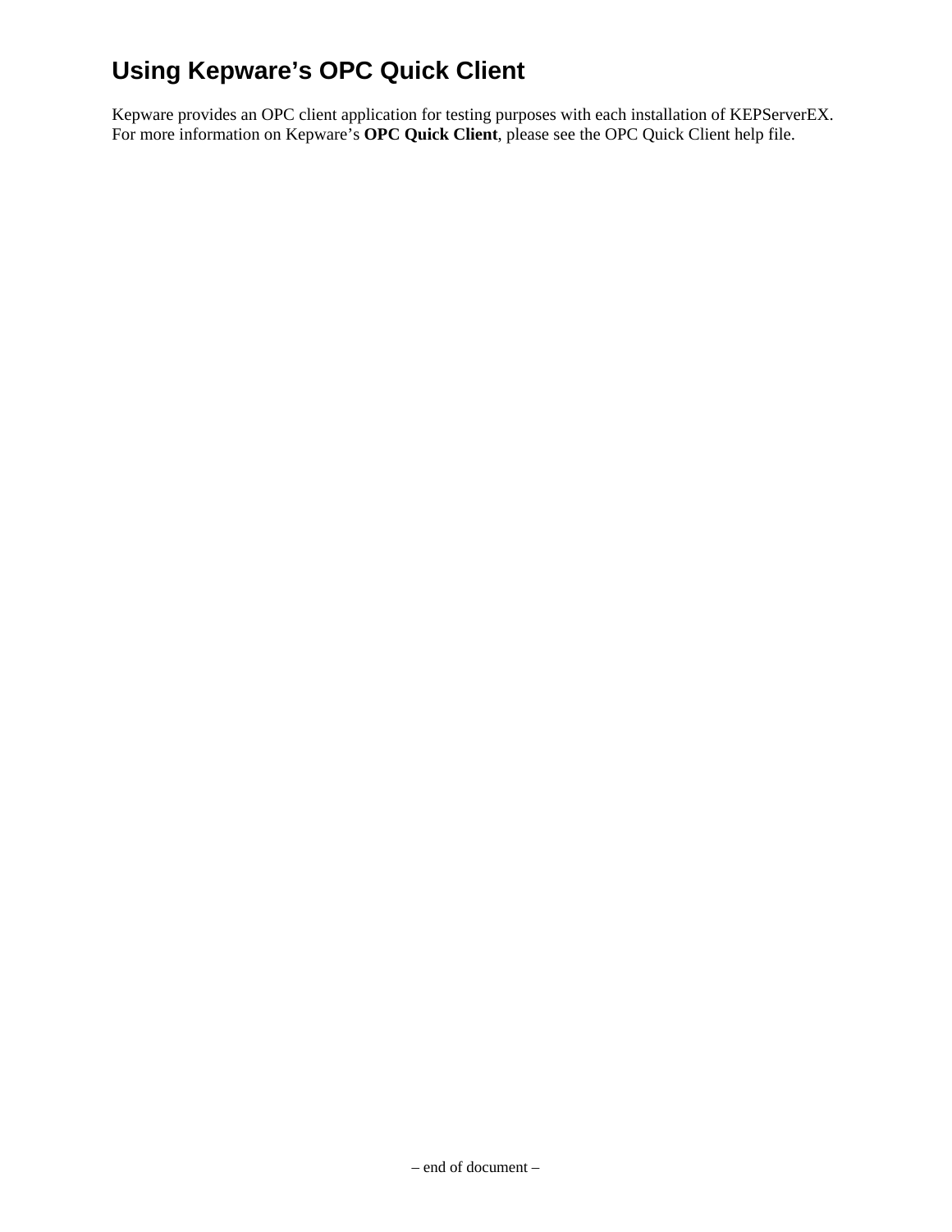## Using Kepware's OPC Quick Client

Kepware provides an OPC client application for testing purposes with each installation of KEPServerEX. For more information on Kepware's **OPC Quick Client**, please see the OPC Quick Client help file.

– end of document –